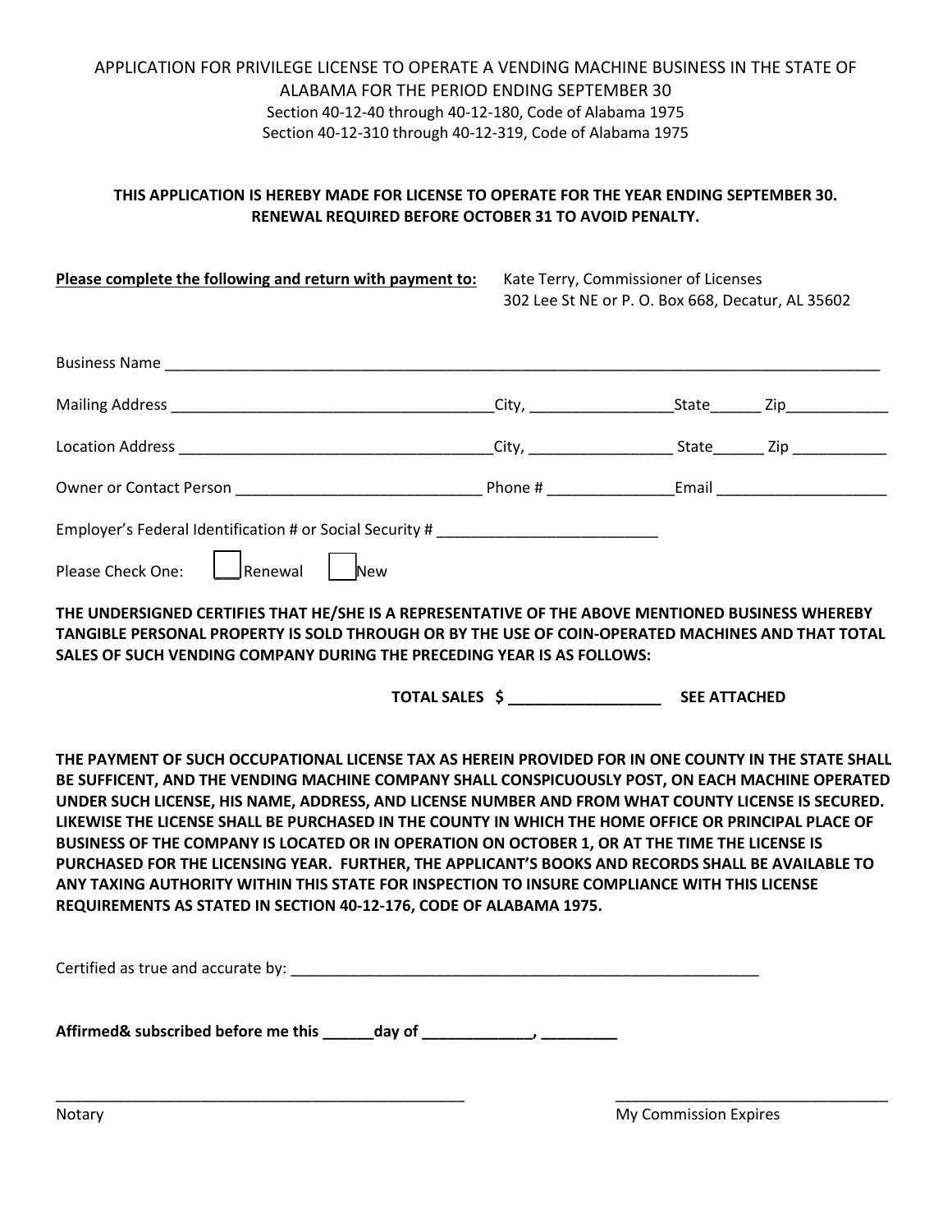APPLICATION FOR PRIVILEGE LICENSE TO OPERATE A VENDING MACHINE BUSINESS IN THE STATE OF ALABAMA FOR THE PERIOD ENDING SEPTEMBER 30

Section 40-12-40 through 40-12-180, Code of Alabama 1975

Section 40-12-310 through 40-12-319, Code of Alabama 1975

**THIS APPLICATION IS HEREBY MADE FOR LICENSE TO OPERATE FOR THE YEAR ENDING SEPTEMBER 30. RENEWAL REQUIRED BEFORE OCTOBER 31 TO AVOID PENALTY.**

**Please complete the following and return with payment to:** Kate Terry, Commissioner of Licenses
302 Lee St NE or P. O. Box 668, Decatur, AL 35602

Business Name ___________________________________________________________________________

Mailing Address ______________________________________City, _________________State______ Zip____________

Location Address _____________________________________City, _________________ State______ Zip ___________

Owner or Contact Person ____________________________ Phone # _______________Email ____________________

Employer's Federal Identification # or Social Security # _________________________

Please Check One: ☐ Renewal ☐ New

**THE UNDERSIGNED CERTIFIES THAT HE/SHE IS A REPRESENTATIVE OF THE ABOVE MENTIONED BUSINESS WHEREBY TANGIBLE PERSONAL PROPERTY IS SOLD THROUGH OR BY THE USE OF COIN-OPERATED MACHINES AND THAT TOTAL SALES OF SUCH VENDING COMPANY DURING THE PRECEDING YEAR IS AS FOLLOWS:**

**TOTAL SALES $ __________________ SEE ATTACHED**

**THE PAYMENT OF SUCH OCCUPATIONAL LICENSE TAX AS HEREIN PROVIDED FOR IN ONE COUNTY IN THE STATE SHALL BE SUFFICENT, AND THE VENDING MACHINE COMPANY SHALL CONSPICUOUSLY POST, ON EACH MACHINE OPERATED UNDER SUCH LICENSE, HIS NAME, ADDRESS, AND LICENSE NUMBER AND FROM WHAT COUNTY LICENSE IS SECURED. LIKEWISE THE LICENSE SHALL BE PURCHASED IN THE COUNTY IN WHICH THE HOME OFFICE OR PRINCIPAL PLACE OF BUSINESS OF THE COMPANY IS LOCATED OR IN OPERATION ON OCTOBER 1, OR AT THE TIME THE LICENSE IS PURCHASED FOR THE LICENSING YEAR. FURTHER, THE APPLICANT'S BOOKS AND RECORDS SHALL BE AVAILABLE TO ANY TAXING AUTHORITY WITHIN THIS STATE FOR INSPECTION TO INSURE COMPLIANCE WITH THIS LICENSE REQUIREMENTS AS STATED IN SECTION 40-12-176, CODE OF ALABAMA 1975.**

Certified as true and accurate by: _________________________________________________________

**Affirmed& subscribed before me this ______day of _____________, _________**

_________________________________________________ _________________________________

Notary My Commission Expires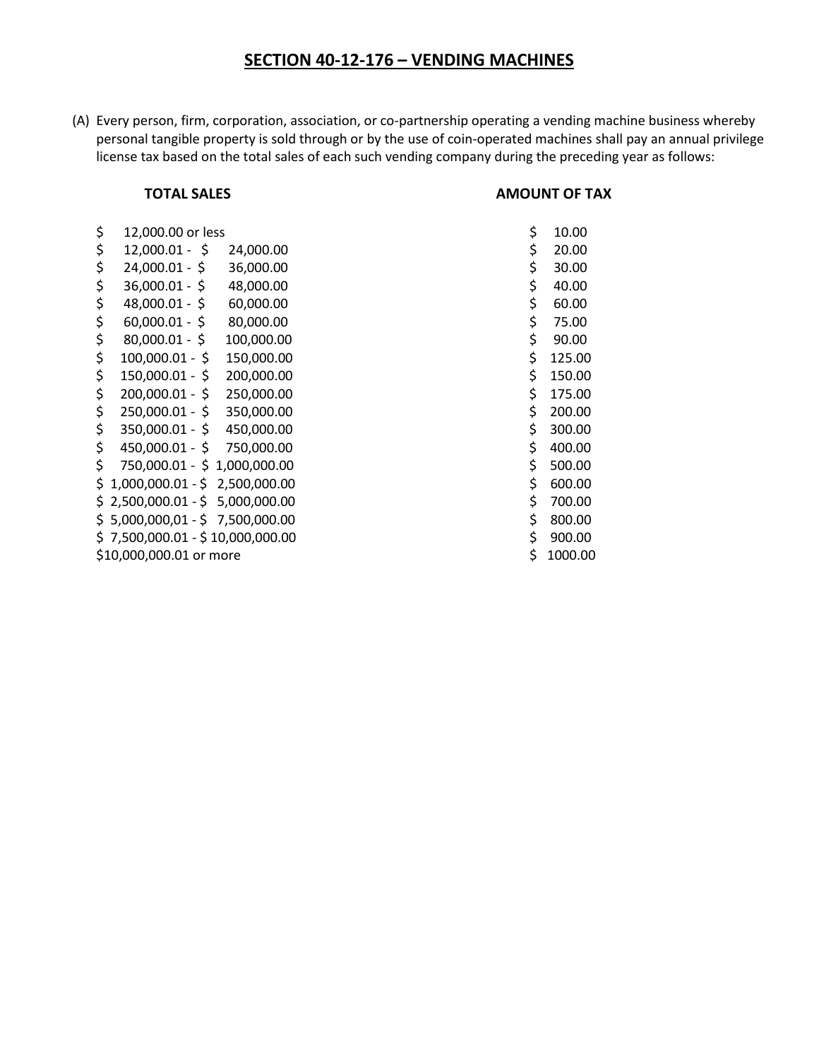# SECTION 40-12-176 – VENDING MACHINES

(A) Every person, firm, corporation, association, or co-partnership operating a vending machine business whereby personal tangible property is sold through or by the use of coin-operated machines shall pay an annual privilege license tax based on the total sales of each such vending company during the preceding year as follows:

| TOTAL SALES | AMOUNT OF TAX |
|---|---|
| $ 12,000.00 or less | $ 10.00 |
| $ 12,000.01 - $ 24,000.00 | $ 20.00 |
| $ 24,000.01 - $ 36,000.00 | $ 30.00 |
| $ 36,000.01 - $ 48,000.00 | $ 40.00 |
| $ 48,000.01 - $ 60,000.00 | $ 60.00 |
| $ 60,000.01 - $ 80,000.00 | $ 75.00 |
| $ 80,000.01 - $ 100,000.00 | $ 90.00 |
| $ 100,000.01 - $ 150,000.00 | $ 125.00 |
| $ 150,000.01 - $ 200,000.00 | $ 150.00 |
| $ 200,000.01 - $ 250,000.00 | $ 175.00 |
| $ 250,000.01 - $ 350,000.00 | $ 200.00 |
| $ 350,000.01 - $ 450,000.00 | $ 300.00 |
| $ 450,000.01 - $ 750,000.00 | $ 400.00 |
| $ 750,000.01 - $ 1,000,000.00 | $ 500.00 |
| $ 1,000,000.01 - $ 2,500,000.00 | $ 600.00 |
| $ 2,500,000.01 - $ 5,000,000.00 | $ 700.00 |
| $ 5,000,000,01 - $ 7,500,000.00 | $ 800.00 |
| $ 7,500,000.01 - $ 10,000,000.00 | $ 900.00 |
| $10,000,000.01 or more | $ 1000.00 |